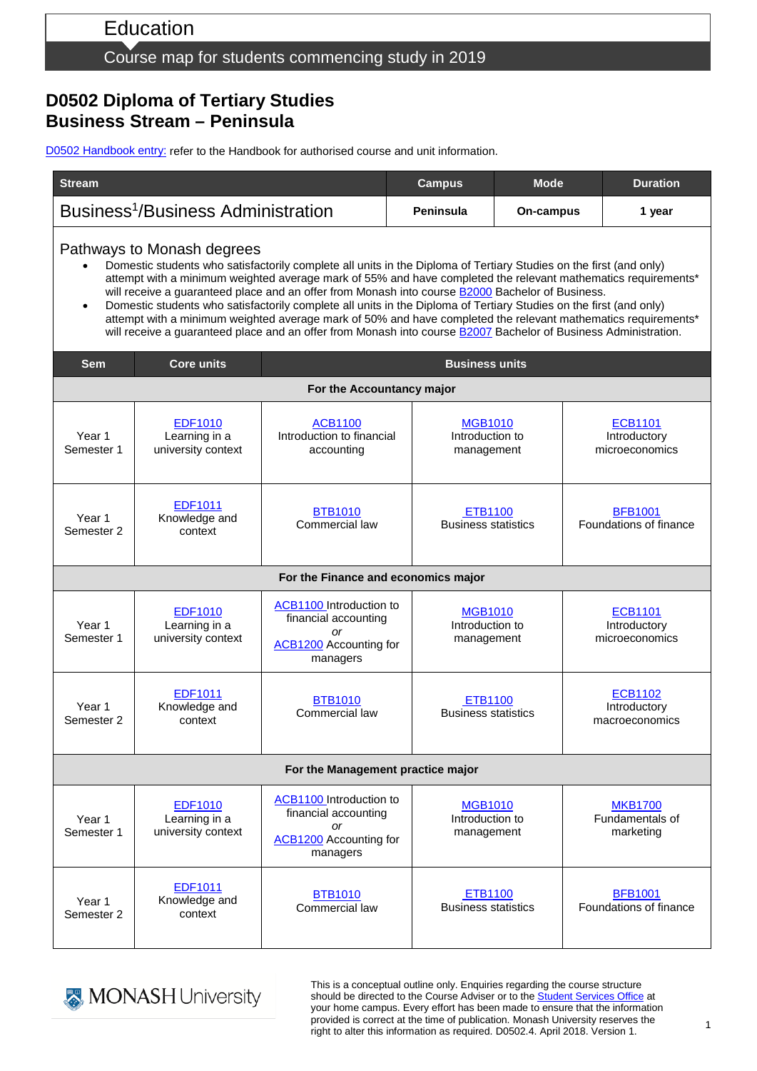Education

Course map for students commencing study in 2019

# D0502 Diploma of Tertiary Studies Business Stream – Peninsula

D0502 Handbook entry: refer to the Handbook for authorised course and unit information.

| Stream | Campus | Mode | Duration |
|---|---|---|---|
| Business[1]/Business Administration | Peninsula | On-campus | 1 year |

## Pathways to Monash degrees

- Domestic students who satisfactorily complete all units in the Diploma of Tertiary Studies on the first (and only) attempt with a minimum weighted average mark of 55% and have completed the relevant mathematics requirements* will receive a guaranteed place and an offer from Monash into course B2000 Bachelor of Business.
- Domestic students who satisfactorily complete all units in the Diploma of Tertiary Studies on the first (and only) attempt with a minimum weighted average mark of 50% and have completed the relevant mathematics requirements* will receive a guaranteed place and an offer from Monash into course B2007 Bachelor of Business Administration.

| Sem | Core units | Business units | | |
|---|---|---|---|---|
| **For the Accountancy major** | | | | |
| Year 1 Semester 1 | EDF1010 Learning in a university context | ACB1100 Introduction to financial accounting | MGB1010 Introduction to management | ECB1101 Introductory microeconomics |
| Year 1 Semester 2 | EDF1011 Knowledge and context | BTB1010 Commercial law | ETB1100 Business statistics | BFB1001 Foundations of finance |
| **For the Finance and economics major** | | | | |
| Year 1 Semester 1 | EDF1010 Learning in a university context | ACB1100 Introduction to financial accounting *or* ACB1200 Accounting for managers | MGB1010 Introduction to management | ECB1101 Introductory microeconomics |
| Year 1 Semester 2 | EDF1011 Knowledge and context | BTB1010 Commercial law | ETB1100 Business statistics | ECB1102 Introductory macroeconomics |
| **For the Management practice major** | | | | |
| Year 1 Semester 1 | EDF1010 Learning in a university context | ACB1100 Introduction to financial accounting *or* ACB1200 Accounting for managers | MGB1010 Introduction to management | MKB1700 Fundamentals of marketing |
| Year 1 Semester 2 | EDF1011 Knowledge and context | BTB1010 Commercial law | ETB1100 Business statistics | BFB1001 Foundations of finance |

MONASH University

This is a conceptual outline only. Enquiries regarding the course structure should be directed to the Course Adviser or to the Student Services Office at your home campus. Every effort has been made to ensure that the information provided is correct at the time of publication. Monash University reserves the right to alter this information as required. D0502.4. April 2018. Version 1.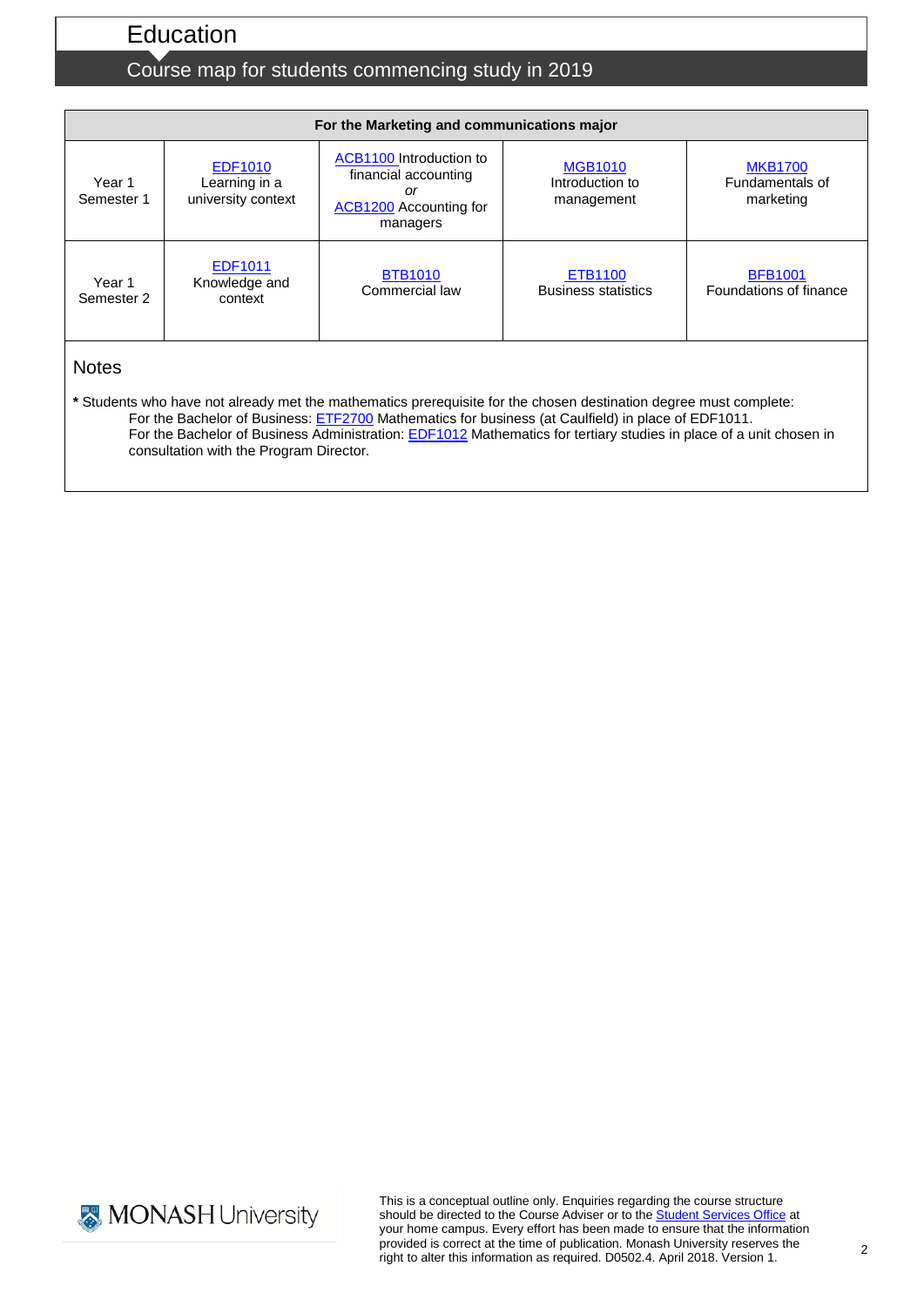# Education

## Course map for students commencing study in 2019

| For the Marketing and communications major | | | | |
|---|---|---|---|---|
| Year 1 Semester 1 | EDF1010 Learning in a university context | ACB1100 Introduction to financial accounting *or* ACB1200 Accounting for managers | MGB1010 Introduction to management | MKB1700 Fundamentals of marketing |
| Year 1 Semester 2 | EDF1011 Knowledge and context | BTB1010 Commercial law | ETB1100 Business statistics | BFB1001 Foundations of finance |

### Notes

**\*** Students who have not already met the mathematics prerequisite for the chosen destination degree must complete:
For the Bachelor of Business: ETF2700 Mathematics for business (at Caulfield) in place of EDF1011.
For the Bachelor of Business Administration: EDF1012 Mathematics for tertiary studies in place of a unit chosen in consultation with the Program Director.

MONASH University

This is a conceptual outline only. Enquiries regarding the course structure should be directed to the Course Adviser or to the Student Services Office at your home campus. Every effort has been made to ensure that the information provided is correct at the time of publication. Monash University reserves the right to alter this information as required. D0502.4. April 2018. Version 1.